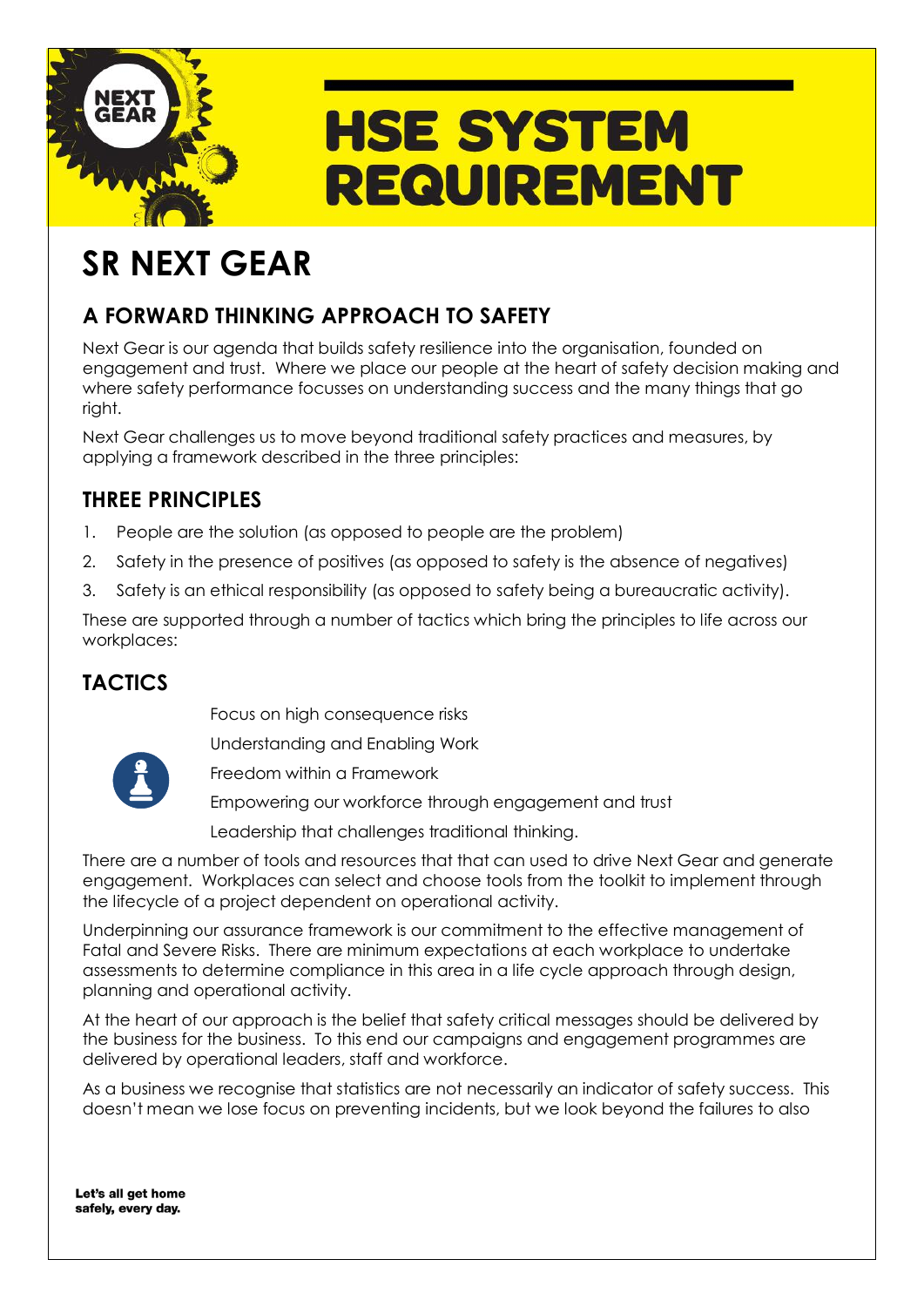# HSE SYSTEM REQUIREMENT

# SR NEXT GEAR

## A FORWARD THINKING APPROACH TO SAFETY

Next Gear is our agenda that builds safety resilience into the organisation, founded on engagement and trust. Where we place our people at the heart of safety decision making and where safety performance focusses on understanding success and the many things that go right.

Next Gear challenges us to move beyond traditional safety practices and measures, by applying a framework described in the three principles:

## THREE PRINCIPLES

1. People are the solution (as opposed to people are the problem)
2. Safety in the presence of positives (as opposed to safety is the absence of negatives)
3. Safety is an ethical responsibility (as opposed to safety being a bureaucratic activity).

These are supported through a number of tactics which bring the principles to life across our workplaces:

## TACTICS

- Focus on high consequence risks
- Understanding and Enabling Work
- Freedom within a Framework
- Empowering our workforce through engagement and trust
- Leadership that challenges traditional thinking.

There are a number of tools and resources that that can used to drive Next Gear and generate engagement. Workplaces can select and choose tools from the toolkit to implement through the lifecycle of a project dependent on operational activity.

Underpinning our assurance framework is our commitment to the effective management of Fatal and Severe Risks. There are minimum expectations at each workplace to undertake assessments to determine compliance in this area in a life cycle approach through design, planning and operational activity.

At the heart of our approach is the belief that safety critical messages should be delivered by the business for the business. To this end our campaigns and engagement programmes are delivered by operational leaders, staff and workforce.

As a business we recognise that statistics are not necessarily an indicator of safety success. This doesn't mean we lose focus on preventing incidents, but we look beyond the failures to also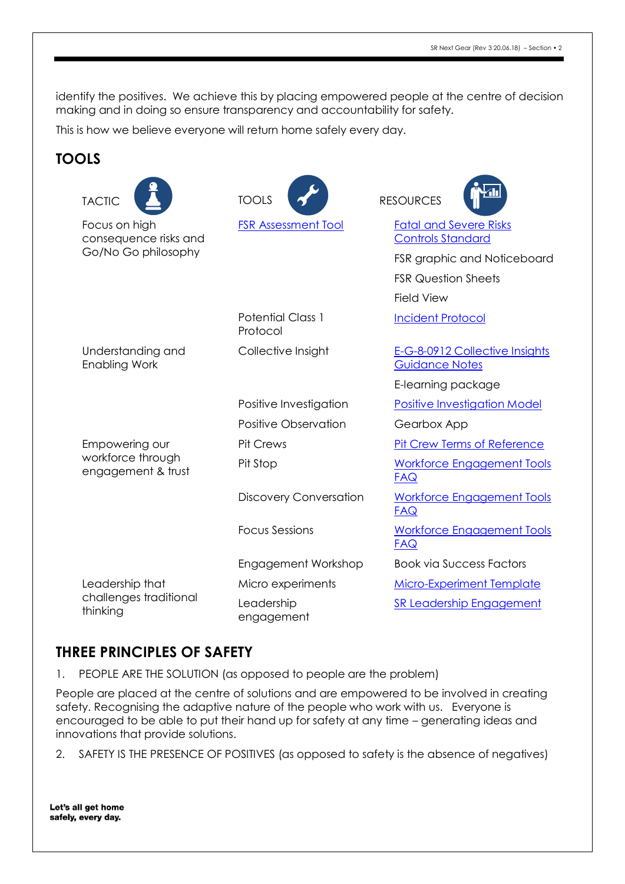identify the positives. We achieve this by placing empowered people at the centre of decision making and in doing so ensure transparency and accountability for safety.

This is how we believe everyone will return home safely every day.

## TOOLS

| TACTIC | TOOLS | RESOURCES |
|---|---|---|
| Focus on high consequence risks and Go/No Go philosophy | FSR Assessment Tool | Fatal and Severe Risks Controls Standard |
| | | FSR graphic and Noticeboard |
| | | FSR Question Sheets |
| | | Field View |
| | Potential Class 1 Protocol | Incident Protocol |
| Understanding and Enabling Work | Collective Insight | E-G-8-0912 Collective Insights Guidance Notes |
| | | E-learning package |
| | Positive Investigation | Positive Investigation Model |
| | Positive Observation | Gearbox App |
| Empowering our workforce through engagement & trust | Pit Crews | Pit Crew Terms of Reference |
| | Pit Stop | Workforce Engagement Tools FAQ |
| | Discovery Conversation | Workforce Engagement Tools FAQ |
| | Focus Sessions | Workforce Engagement Tools FAQ |
| | Engagement Workshop | Book via Success Factors |
| Leadership that challenges traditional thinking | Micro experiments | Micro-Experiment Template |
| | Leadership engagement | SR Leadership Engagement |

## THREE PRINCIPLES OF SAFETY

1. PEOPLE ARE THE SOLUTION (as opposed to people are the problem)

People are placed at the centre of solutions and are empowered to be involved in creating safety. Recognising the adaptive nature of the people who work with us. Everyone is encouraged to be able to put their hand up for safety at any time – generating ideas and innovations that provide solutions.

2. SAFETY IS THE PRESENCE OF POSITIVES (as opposed to safety is the absence of negatives)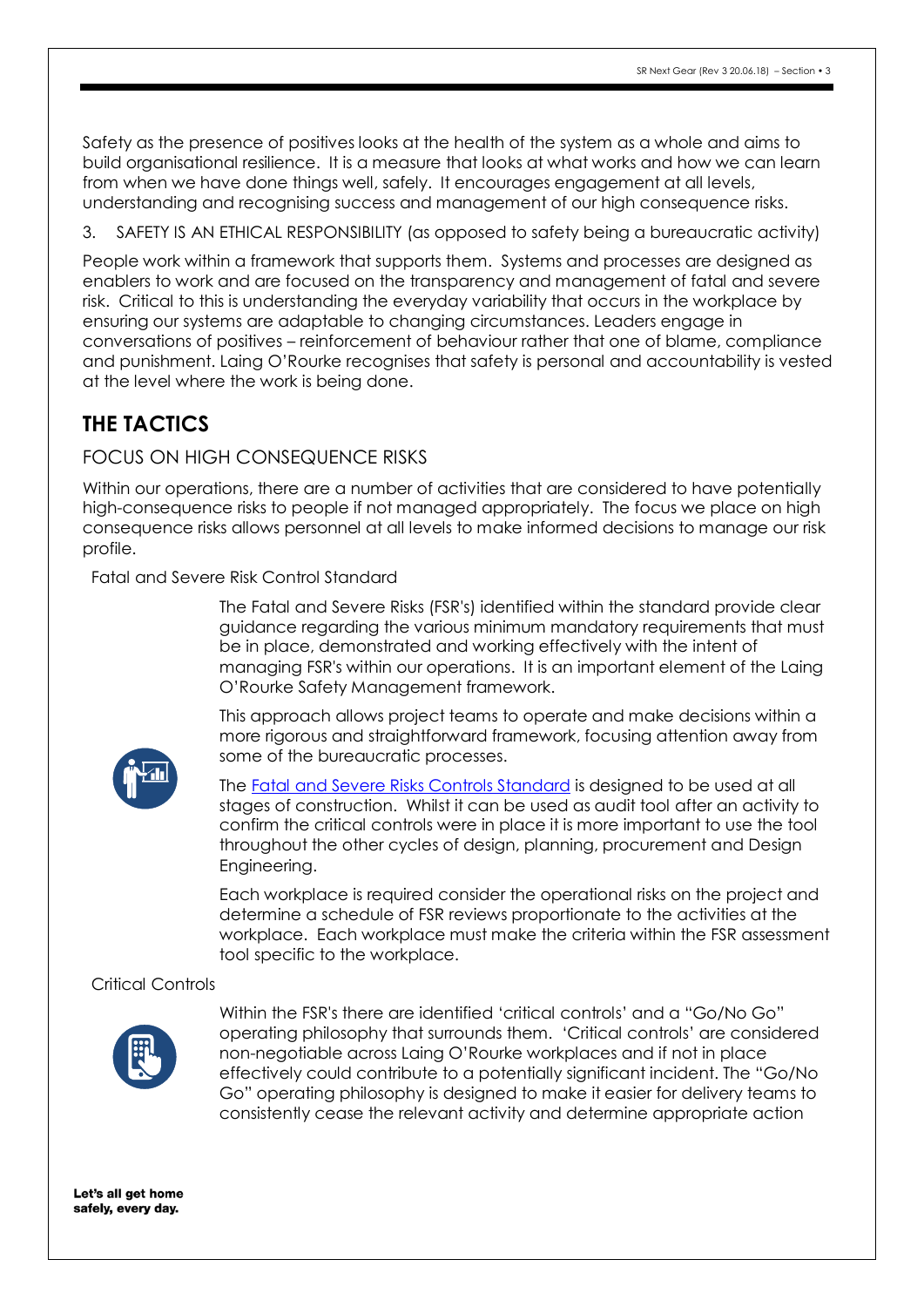Safety as the presence of positives looks at the health of the system as a whole and aims to build organisational resilience. It is a measure that looks at what works and how we can learn from when we have done things well, safely. It encourages engagement at all levels, understanding and recognising success and management of our high consequence risks.

3. SAFETY IS AN ETHICAL RESPONSIBILITY (as opposed to safety being a bureaucratic activity)

People work within a framework that supports them. Systems and processes are designed as enablers to work and are focused on the transparency and management of fatal and severe risk. Critical to this is understanding the everyday variability that occurs in the workplace by ensuring our systems are adaptable to changing circumstances. Leaders engage in conversations of positives – reinforcement of behaviour rather that one of blame, compliance and punishment. Laing O'Rourke recognises that safety is personal and accountability is vested at the level where the work is being done.

## THE TACTICS

### FOCUS ON HIGH CONSEQUENCE RISKS

Within our operations, there are a number of activities that are considered to have potentially high-consequence risks to people if not managed appropriately. The focus we place on high consequence risks allows personnel at all levels to make informed decisions to manage our risk profile.

Fatal and Severe Risk Control Standard

The Fatal and Severe Risks (FSR's) identified within the standard provide clear guidance regarding the various minimum mandatory requirements that must be in place, demonstrated and working effectively with the intent of managing FSR's within our operations. It is an important element of the Laing O'Rourke Safety Management framework.

This approach allows project teams to operate and make decisions within a more rigorous and straightforward framework, focusing attention away from some of the bureaucratic processes.

The Fatal and Severe Risks Controls Standard is designed to be used at all stages of construction. Whilst it can be used as audit tool after an activity to confirm the critical controls were in place it is more important to use the tool throughout the other cycles of design, planning, procurement and Design Engineering.

Each workplace is required consider the operational risks on the project and determine a schedule of FSR reviews proportionate to the activities at the workplace. Each workplace must make the criteria within the FSR assessment tool specific to the workplace.

Critical Controls

Within the FSR's there are identified 'critical controls' and a "Go/No Go" operating philosophy that surrounds them. 'Critical controls' are considered non-negotiable across Laing O'Rourke workplaces and if not in place effectively could contribute to a potentially significant incident. The "Go/No Go" operating philosophy is designed to make it easier for delivery teams to consistently cease the relevant activity and determine appropriate action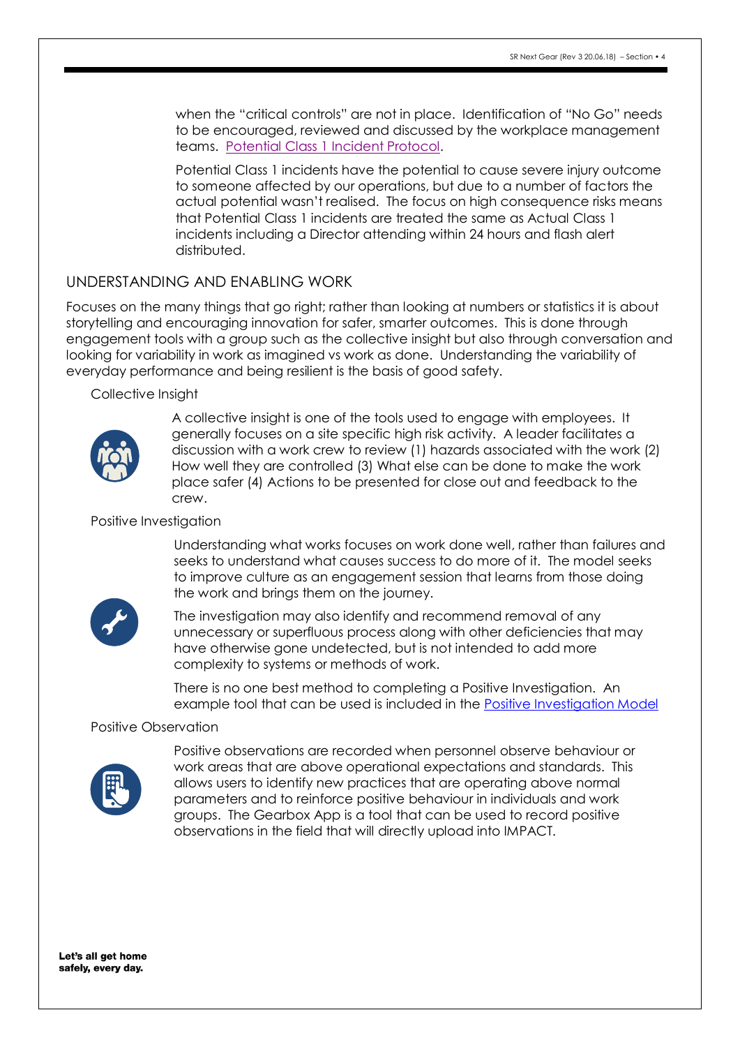when the "critical controls" are not in place. Identification of "No Go" needs to be encouraged, reviewed and discussed by the workplace management teams. [Potential Class 1 Incident Protocol](#).

Potential Class 1 incidents have the potential to cause severe injury outcome to someone affected by our operations, but due to a number of factors the actual potential wasn't realised. The focus on high consequence risks means that Potential Class 1 incidents are treated the same as Actual Class 1 incidents including a Director attending within 24 hours and flash alert distributed.

## UNDERSTANDING AND ENABLING WORK

Focuses on the many things that go right; rather than looking at numbers or statistics it is about storytelling and encouraging innovation for safer, smarter outcomes. This is done through engagement tools with a group such as the collective insight but also through conversation and looking for variability in work as imagined vs work as done. Understanding the variability of everyday performance and being resilient is the basis of good safety.

### Collective Insight

A collective insight is one of the tools used to engage with employees. It generally focuses on a site specific high risk activity. A leader facilitates a discussion with a work crew to review (1) hazards associated with the work (2) How well they are controlled (3) What else can be done to make the work place safer (4) Actions to be presented for close out and feedback to the crew.

### Positive Investigation

Understanding what works focuses on work done well, rather than failures and seeks to understand what causes success to do more of it. The model seeks to improve culture as an engagement session that learns from those doing the work and brings them on the journey.

The investigation may also identify and recommend removal of any unnecessary or superfluous process along with other deficiencies that may have otherwise gone undetected, but is not intended to add more complexity to systems or methods of work.

There is no one best method to completing a Positive Investigation. An example tool that can be used is included in the [Positive Investigation Model](#)

### Positive Observation

Positive observations are recorded when personnel observe behaviour or work areas that are above operational expectations and standards. This allows users to identify new practices that are operating above normal parameters and to reinforce positive behaviour in individuals and work groups. The Gearbox App is a tool that can be used to record positive observations in the field that will directly upload into IMPACT.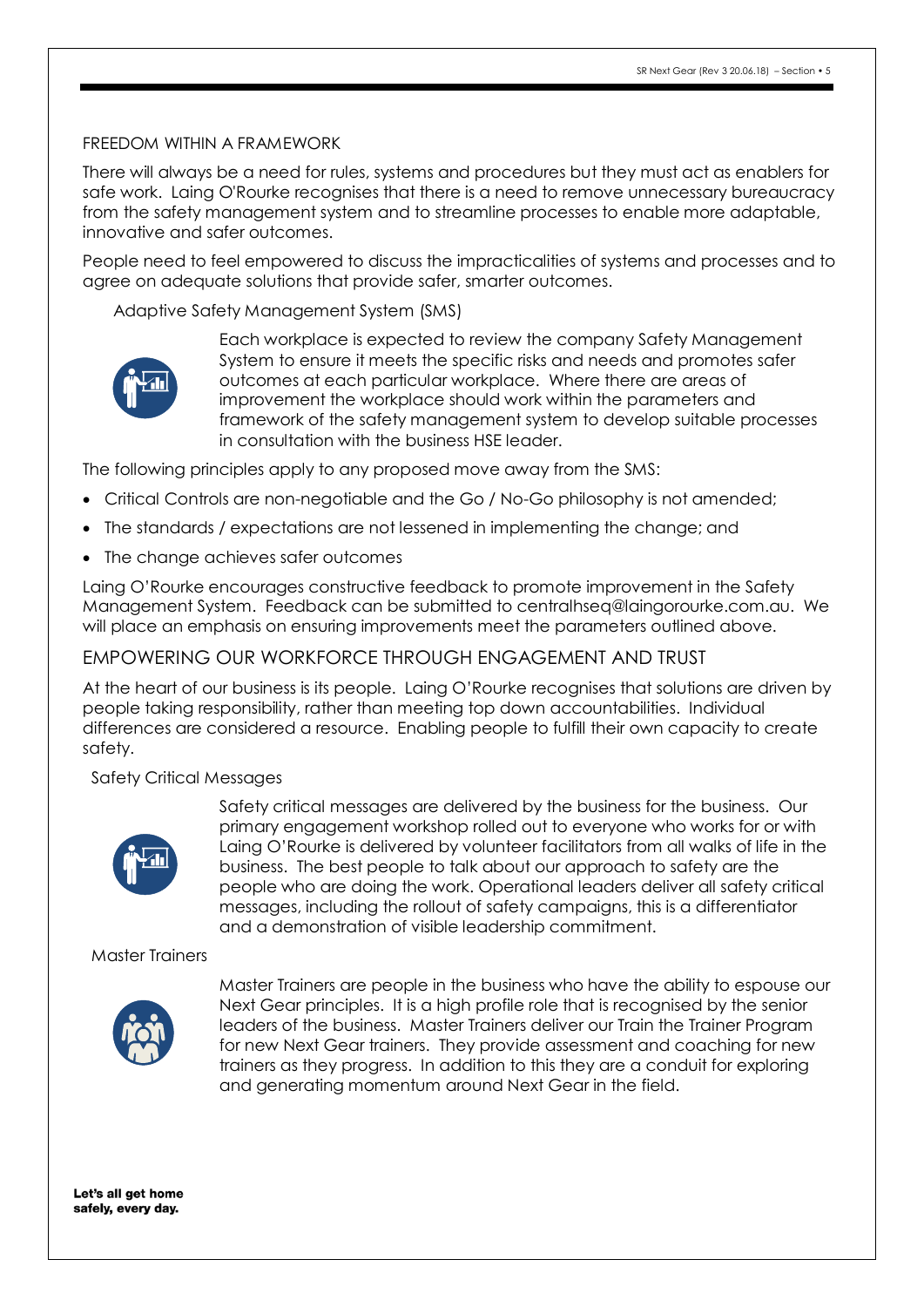## FREEDOM WITHIN A FRAMEWORK

There will always be a need for rules, systems and procedures but they must act as enablers for safe work. Laing O'Rourke recognises that there is a need to remove unnecessary bureaucracy from the safety management system and to streamline processes to enable more adaptable, innovative and safer outcomes.

People need to feel empowered to discuss the impracticalities of systems and processes and to agree on adequate solutions that provide safer, smarter outcomes.

### Adaptive Safety Management System (SMS)

Each workplace is expected to review the company Safety Management System to ensure it meets the specific risks and needs and promotes safer outcomes at each particular workplace. Where there are areas of improvement the workplace should work within the parameters and framework of the safety management system to develop suitable processes in consultation with the business HSE leader.

The following principles apply to any proposed move away from the SMS:

- Critical Controls are non-negotiable and the Go / No-Go philosophy is not amended;
- The standards / expectations are not lessened in implementing the change; and
- The change achieves safer outcomes

Laing O'Rourke encourages constructive feedback to promote improvement in the Safety Management System. Feedback can be submitted to centralhseq@laingorourke.com.au. We will place an emphasis on ensuring improvements meet the parameters outlined above.

## EMPOWERING OUR WORKFORCE THROUGH ENGAGEMENT AND TRUST

At the heart of our business is its people. Laing O'Rourke recognises that solutions are driven by people taking responsibility, rather than meeting top down accountabilities. Individual differences are considered a resource. Enabling people to fulfill their own capacity to create safety.

### Safety Critical Messages

Safety critical messages are delivered by the business for the business. Our primary engagement workshop rolled out to everyone who works for or with Laing O'Rourke is delivered by volunteer facilitators from all walks of life in the business. The best people to talk about our approach to safety are the people who are doing the work. Operational leaders deliver all safety critical messages, including the rollout of safety campaigns, this is a differentiator and a demonstration of visible leadership commitment.

### Master Trainers

Master Trainers are people in the business who have the ability to espouse our Next Gear principles. It is a high profile role that is recognised by the senior leaders of the business. Master Trainers deliver our Train the Trainer Program for new Next Gear trainers. They provide assessment and coaching for new trainers as they progress. In addition to this they are a conduit for exploring and generating momentum around Next Gear in the field.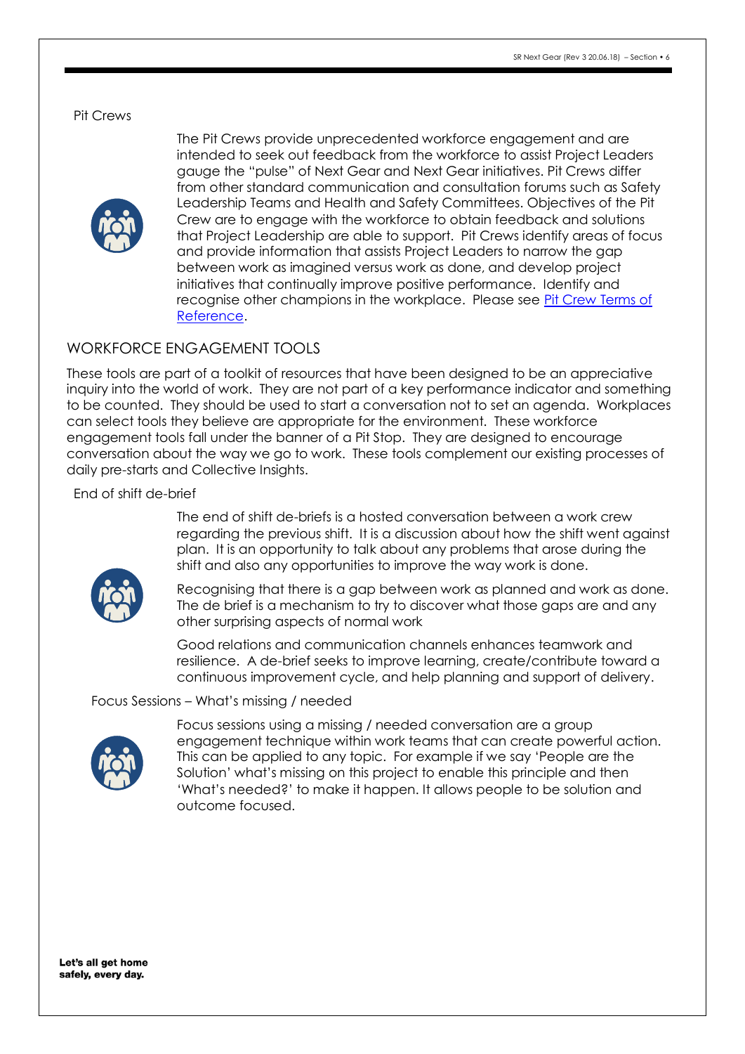### Pit Crews

The Pit Crews provide unprecedented workforce engagement and are intended to seek out feedback from the workforce to assist Project Leaders gauge the "pulse" of Next Gear and Next Gear initiatives. Pit Crews differ from other standard communication and consultation forums such as Safety Leadership Teams and Health and Safety Committees. Objectives of the Pit Crew are to engage with the workforce to obtain feedback and solutions that Project Leadership are able to support. Pit Crews identify areas of focus and provide information that assists Project Leaders to narrow the gap between work as imagined versus work as done, and develop project initiatives that continually improve positive performance. Identify and recognise other champions in the workplace. Please see Pit Crew Terms of Reference.

## WORKFORCE ENGAGEMENT TOOLS

These tools are part of a toolkit of resources that have been designed to be an appreciative inquiry into the world of work. They are not part of a key performance indicator and something to be counted. They should be used to start a conversation not to set an agenda. Workplaces can select tools they believe are appropriate for the environment. These workforce engagement tools fall under the banner of a Pit Stop. They are designed to encourage conversation about the way we go to work. These tools complement our existing processes of daily pre-starts and Collective Insights.

### End of shift de-brief

The end of shift de-briefs is a hosted conversation between a work crew regarding the previous shift. It is a discussion about how the shift went against plan. It is an opportunity to talk about any problems that arose during the shift and also any opportunities to improve the way work is done.

Recognising that there is a gap between work as planned and work as done. The de brief is a mechanism to try to discover what those gaps are and any other surprising aspects of normal work

Good relations and communication channels enhances teamwork and resilience. A de-brief seeks to improve learning, create/contribute toward a continuous improvement cycle, and help planning and support of delivery.

### Focus Sessions – What's missing / needed

Focus sessions using a missing / needed conversation are a group engagement technique within work teams that can create powerful action. This can be applied to any topic. For example if we say 'People are the Solution' what's missing on this project to enable this principle and then 'What's needed?' to make it happen. It allows people to be solution and outcome focused.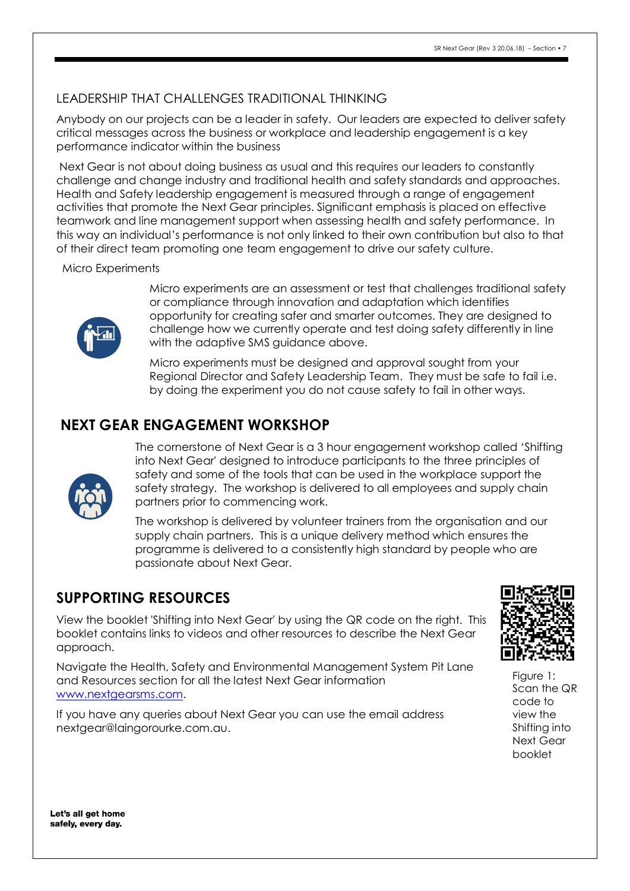## LEADERSHIP THAT CHALLENGES TRADITIONAL THINKING

Anybody on our projects can be a leader in safety. Our leaders are expected to deliver safety critical messages across the business or workplace and leadership engagement is a key performance indicator within the business

Next Gear is not about doing business as usual and this requires our leaders to constantly challenge and change industry and traditional health and safety standards and approaches. Health and Safety leadership engagement is measured through a range of engagement activities that promote the Next Gear principles. Significant emphasis is placed on effective teamwork and line management support when assessing health and safety performance. In this way an individual's performance is not only linked to their own contribution but also to that of their direct team promoting one team engagement to drive our safety culture.

Micro Experiments

Micro experiments are an assessment or test that challenges traditional safety or compliance through innovation and adaptation which identifies opportunity for creating safer and smarter outcomes. They are designed to challenge how we currently operate and test doing safety differently in line with the adaptive SMS guidance above.

Micro experiments must be designed and approval sought from your Regional Director and Safety Leadership Team. They must be safe to fail i.e. by doing the experiment you do not cause safety to fail in other ways.

## NEXT GEAR ENGAGEMENT WORKSHOP

The cornerstone of Next Gear is a 3 hour engagement workshop called 'Shifting into Next Gear' designed to introduce participants to the three principles of safety and some of the tools that can be used in the workplace support the safety strategy. The workshop is delivered to all employees and supply chain partners prior to commencing work.

The workshop is delivered by volunteer trainers from the organisation and our supply chain partners. This is a unique delivery method which ensures the programme is delivered to a consistently high standard by people who are passionate about Next Gear.

## SUPPORTING RESOURCES

View the booklet 'Shifting into Next Gear' by using the QR code on the right. This booklet contains links to videos and other resources to describe the Next Gear approach.

Navigate the Health, Safety and Environmental Management System Pit Lane and Resources section for all the latest Next Gear information [www.nextgearsms.com](http://www.nextgearsms.com).

If you have any queries about Next Gear you can use the email address nextgear@laingorourke.com.au.

Figure 1: Scan the QR code to view the Shifting into Next Gear booklet

**Let's all get home safely, every day.**